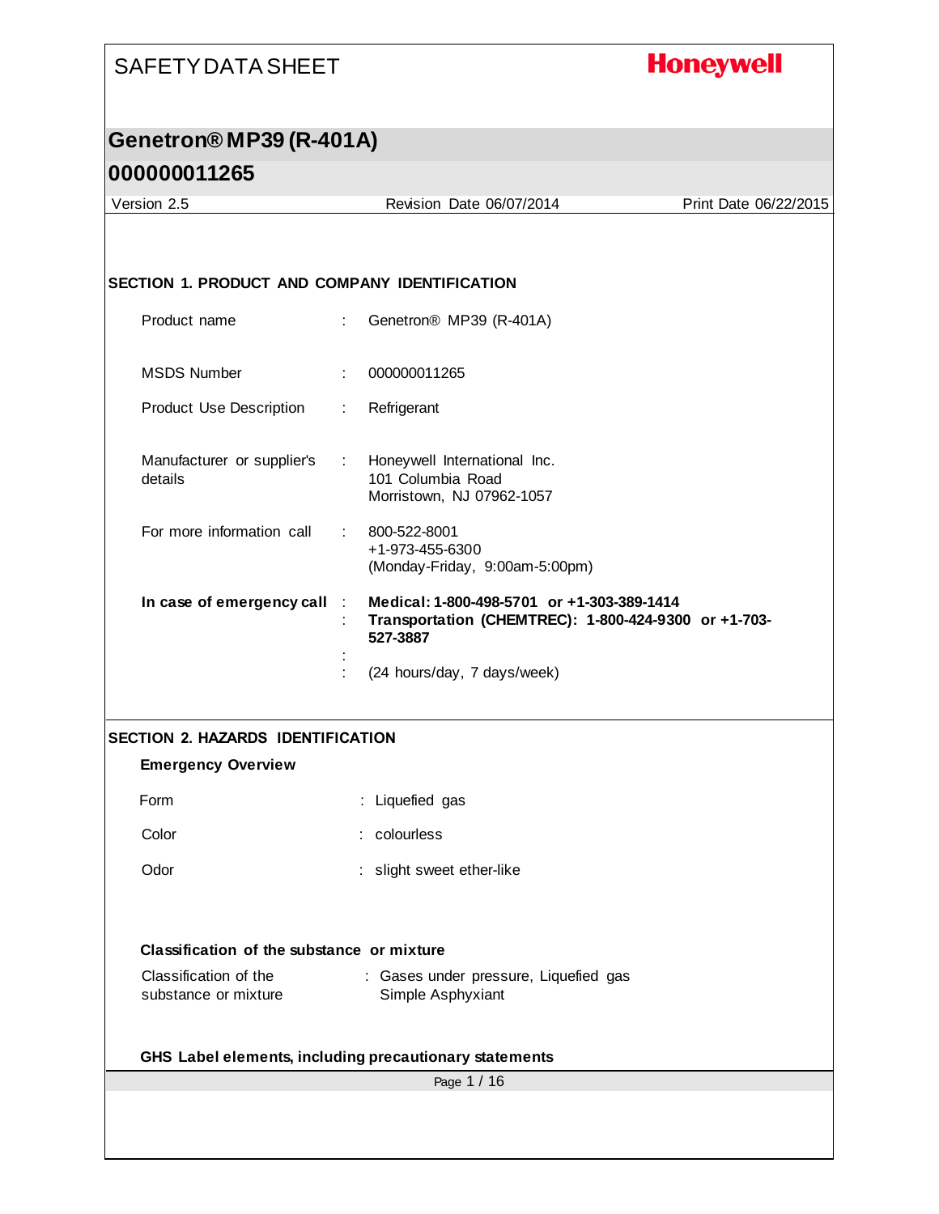# SAFETY DATA SHEET

**Honeywell**

## Genetron® MP39 (R-401A)

## 000000011265

Version 2.5 | Revision Date 06/07/2014 | Print Date 06/22/2015

### SECTION 1. PRODUCT AND COMPANY IDENTIFICATION

| | | |
|---|---|---|
| Product name | : | Genetron® MP39 (R-401A) |
| MSDS Number | : | 000000011265 |
| Product Use Description | : | Refrigerant |
| Manufacturer or supplier's details | : | Honeywell International Inc.<br>101 Columbia Road<br>Morristown, NJ 07962-1057 |
| For more information call | : | 800-522-8001<br>+1-973-455-6300<br>(Monday-Friday, 9:00am-5:00pm) |
| **In case of emergency call** | : | **Medical: 1-800-498-5701 or +1-303-389-1414** |
| | : | **Transportation (CHEMTREC): 1-800-424-9300 or +1-703-527-3887** |
| | : | |
| | : | (24 hours/day, 7 days/week) |

### SECTION 2. HAZARDS IDENTIFICATION

**Emergency Overview**

| | | |
|---|---|---|
| Form | : | Liquefied gas |
| Color | : | colourless |
| Odor | : | slight sweet ether-like |

**Classification of the substance or mixture**

| | | |
|---|---|---|
| Classification of the substance or mixture | : | Gases under pressure, Liquefied gas<br>Simple Asphyxiant |

**GHS Label elements, including precautionary statements**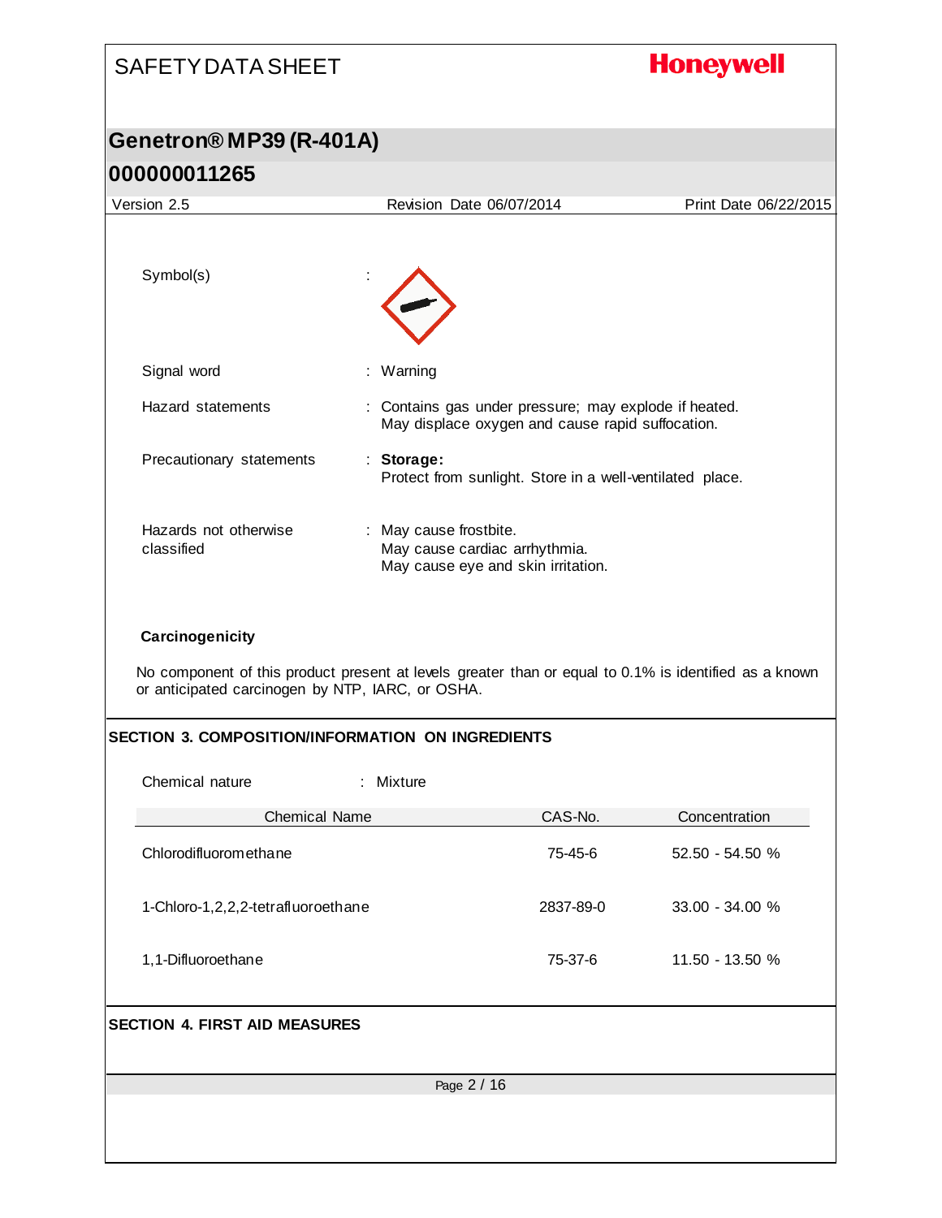Symbol(s) :

Signal word : Warning

Hazard statements : Contains gas under pressure; may explode if heated.
May displace oxygen and cause rapid suffocation.

Precautionary statements : **Storage:**
Protect from sunlight. Store in a well-ventilated place.

Hazards not otherwise classified : May cause frostbite.
May cause cardiac arrhythmia.
May cause eye and skin irritation.

**Carcinogenicity**

No component of this product present at levels greater than or equal to 0.1% is identified as a known or anticipated carcinogen by NTP, IARC, or OSHA.

## SECTION 3. COMPOSITION/INFORMATION ON INGREDIENTS

Chemical nature : Mixture

| Chemical Name | CAS-No. | Concentration |
|---|---|---|
| Chlorodifluoromethane | 75-45-6 | 52.50 - 54.50 % |
| 1-Chloro-1,2,2,2-tetrafluoroethane | 2837-89-0 | 33.00 - 34.00 % |
| 1,1-Difluoroethane | 75-37-6 | 11.50 - 13.50 % |

## SECTION 4. FIRST AID MEASURES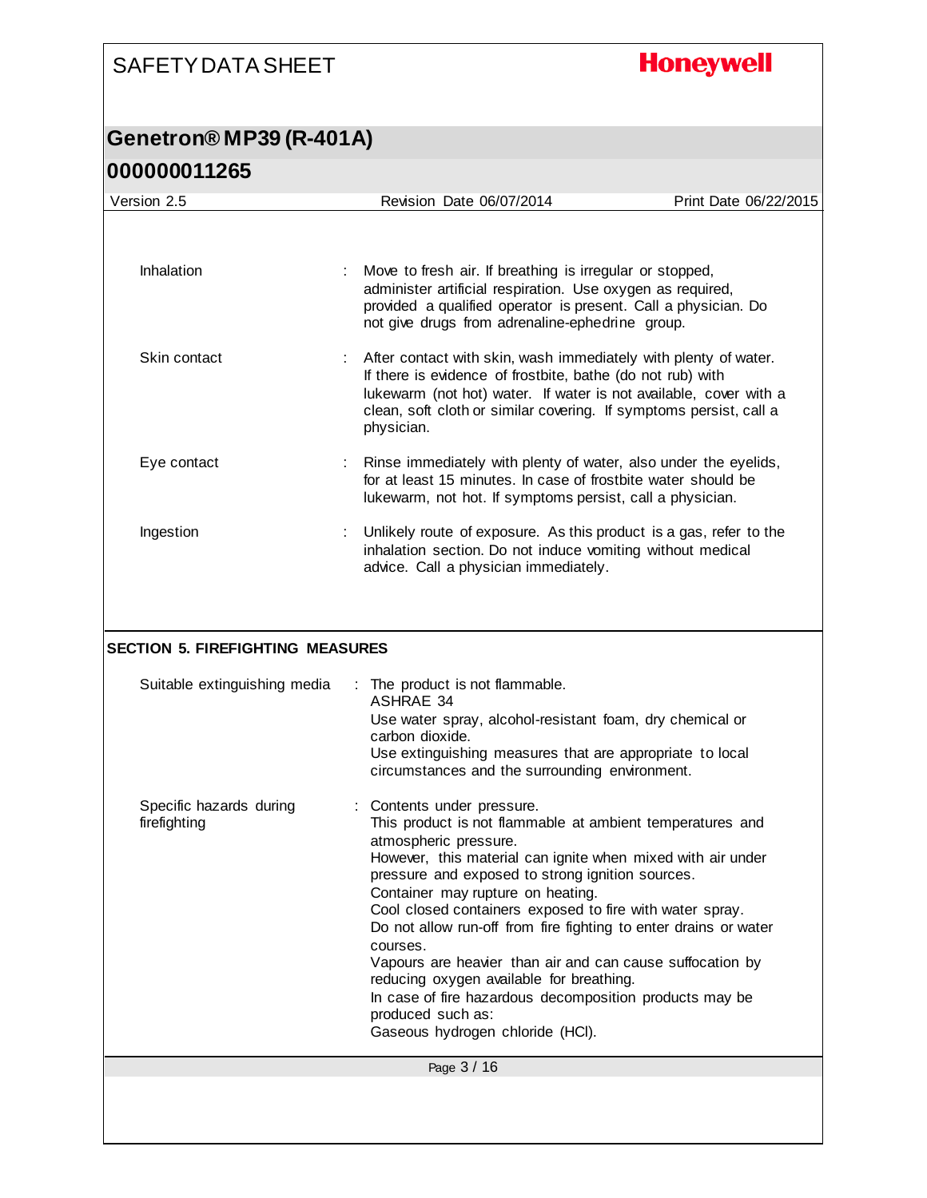| | | |
|---|---|---|
| Inhalation | : | Move to fresh air. If breathing is irregular or stopped, administer artificial respiration. Use oxygen as required, provided a qualified operator is present. Call a physician. Do not give drugs from adrenaline-ephedrine group. |
| Skin contact | : | After contact with skin, wash immediately with plenty of water. If there is evidence of frostbite, bathe (do not rub) with lukewarm (not hot) water. If water is not available, cover with a clean, soft cloth or similar covering. If symptoms persist, call a physician. |
| Eye contact | : | Rinse immediately with plenty of water, also under the eyelids, for at least 15 minutes. In case of frostbite water should be lukewarm, not hot. If symptoms persist, call a physician. |
| Ingestion | : | Unlikely route of exposure. As this product is a gas, refer to the inhalation section. Do not induce vomiting without medical advice. Call a physician immediately. |

## SECTION 5. FIREFIGHTING MEASURES

| | | |
|---|---|---|
| Suitable extinguishing media | : | The product is not flammable.<br>ASHRAE 34<br>Use water spray, alcohol-resistant foam, dry chemical or carbon dioxide.<br>Use extinguishing measures that are appropriate to local circumstances and the surrounding environment. |
| Specific hazards during firefighting | : | Contents under pressure.<br>This product is not flammable at ambient temperatures and atmospheric pressure.<br>However, this material can ignite when mixed with air under pressure and exposed to strong ignition sources.<br>Container may rupture on heating.<br>Cool closed containers exposed to fire with water spray.<br>Do not allow run-off from fire fighting to enter drains or water courses.<br>Vapours are heavier than air and can cause suffocation by reducing oxygen available for breathing.<br>In case of fire hazardous decomposition products may be produced such as:<br>Gaseous hydrogen chloride (HCl). |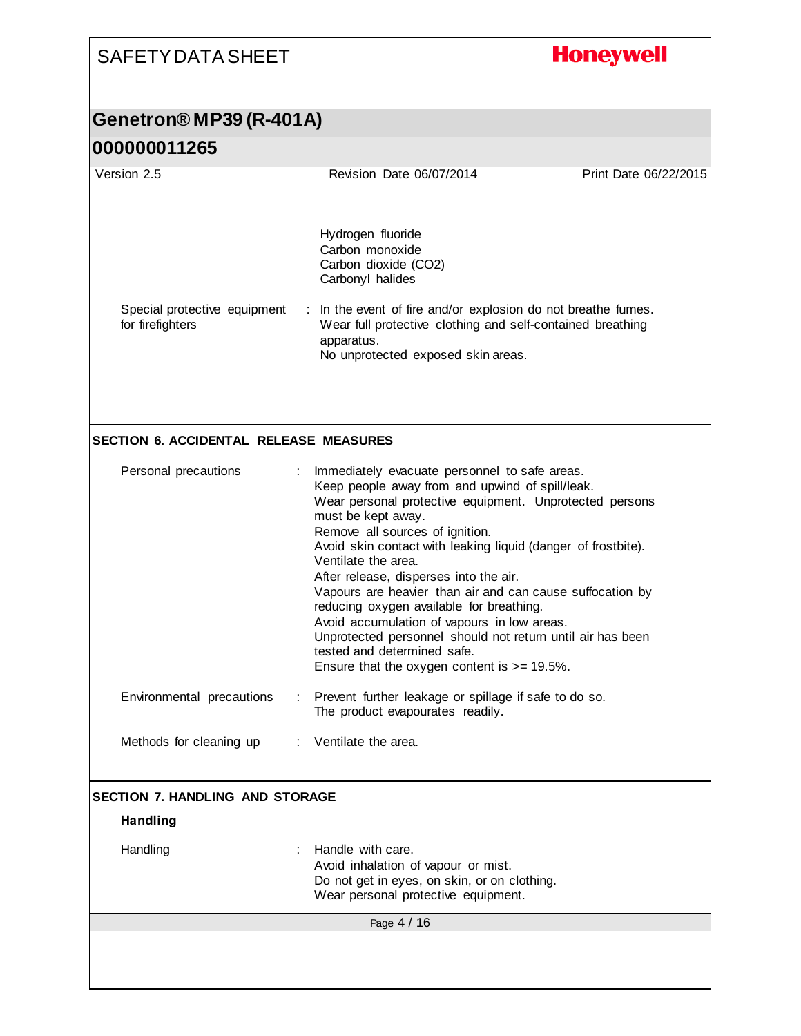Hydrogen fluoride
Carbon monoxide
Carbon dioxide ($CO_2$)
Carbonyl halides

Special protective equipment for firefighters : In the event of fire and/or explosion do not breathe fumes.
Wear full protective clothing and self-contained breathing apparatus.
No unprotected exposed skin areas.

## SECTION 6. ACCIDENTAL RELEASE MEASURES

Personal precautions : Immediately evacuate personnel to safe areas.
Keep people away from and upwind of spill/leak.
Wear personal protective equipment. Unprotected persons must be kept away.
Remove all sources of ignition.
Avoid skin contact with leaking liquid (danger of frostbite).
Ventilate the area.
After release, disperses into the air.
Vapours are heavier than air and can cause suffocation by reducing oxygen available for breathing.
Avoid accumulation of vapours in low areas.
Unprotected personnel should not return until air has been tested and determined safe.
Ensure that the oxygen content is >= 19.5%.

Environmental precautions : Prevent further leakage or spillage if safe to do so.
The product evapourates readily.

Methods for cleaning up : Ventilate the area.

## SECTION 7. HANDLING AND STORAGE

### Handling

Handling : Handle with care.
Avoid inhalation of vapour or mist.
Do not get in eyes, on skin, or on clothing.
Wear personal protective equipment.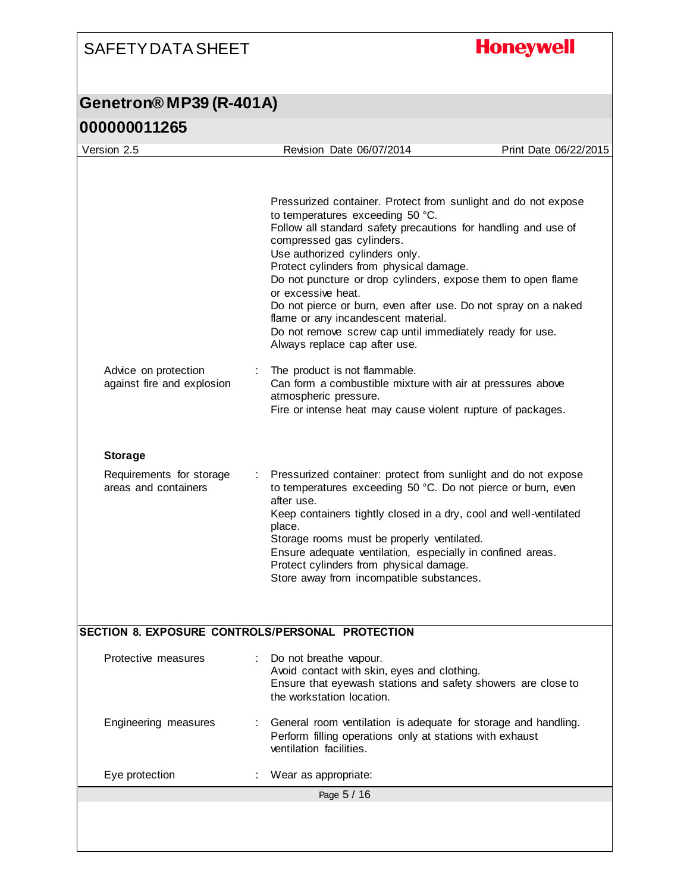Pressurized container. Protect from sunlight and do not expose to temperatures exceeding 50 °C.
Follow all standard safety precautions for handling and use of compressed gas cylinders.
Use authorized cylinders only.
Protect cylinders from physical damage.
Do not puncture or drop cylinders, expose them to open flame or excessive heat.
Do not pierce or burn, even after use. Do not spray on a naked flame or any incandescent material.
Do not remove screw cap until immediately ready for use.
Always replace cap after use.

| | | |
|---|---|---|
| Advice on protection against fire and explosion | : | The product is not flammable. Can form a combustible mixture with air at pressures above atmospheric pressure. Fire or intense heat may cause violent rupture of packages. |

**Storage**

| | | |
|---|---|---|
| Requirements for storage areas and containers | : | Pressurized container: protect from sunlight and do not expose to temperatures exceeding 50 °C. Do not pierce or burn, even after use. Keep containers tightly closed in a dry, cool and well-ventilated place. Storage rooms must be properly ventilated. Ensure adequate ventilation, especially in confined areas. Protect cylinders from physical damage. Store away from incompatible substances. |

## SECTION 8. EXPOSURE CONTROLS/PERSONAL PROTECTION

| | | |
|---|---|---|
| Protective measures | : | Do not breathe vapour. Avoid contact with skin, eyes and clothing. Ensure that eyewash stations and safety showers are close to the workstation location. |
| Engineering measures | : | General room ventilation is adequate for storage and handling. Perform filling operations only at stations with exhaust ventilation facilities. |
| Eye protection | : | Wear as appropriate: |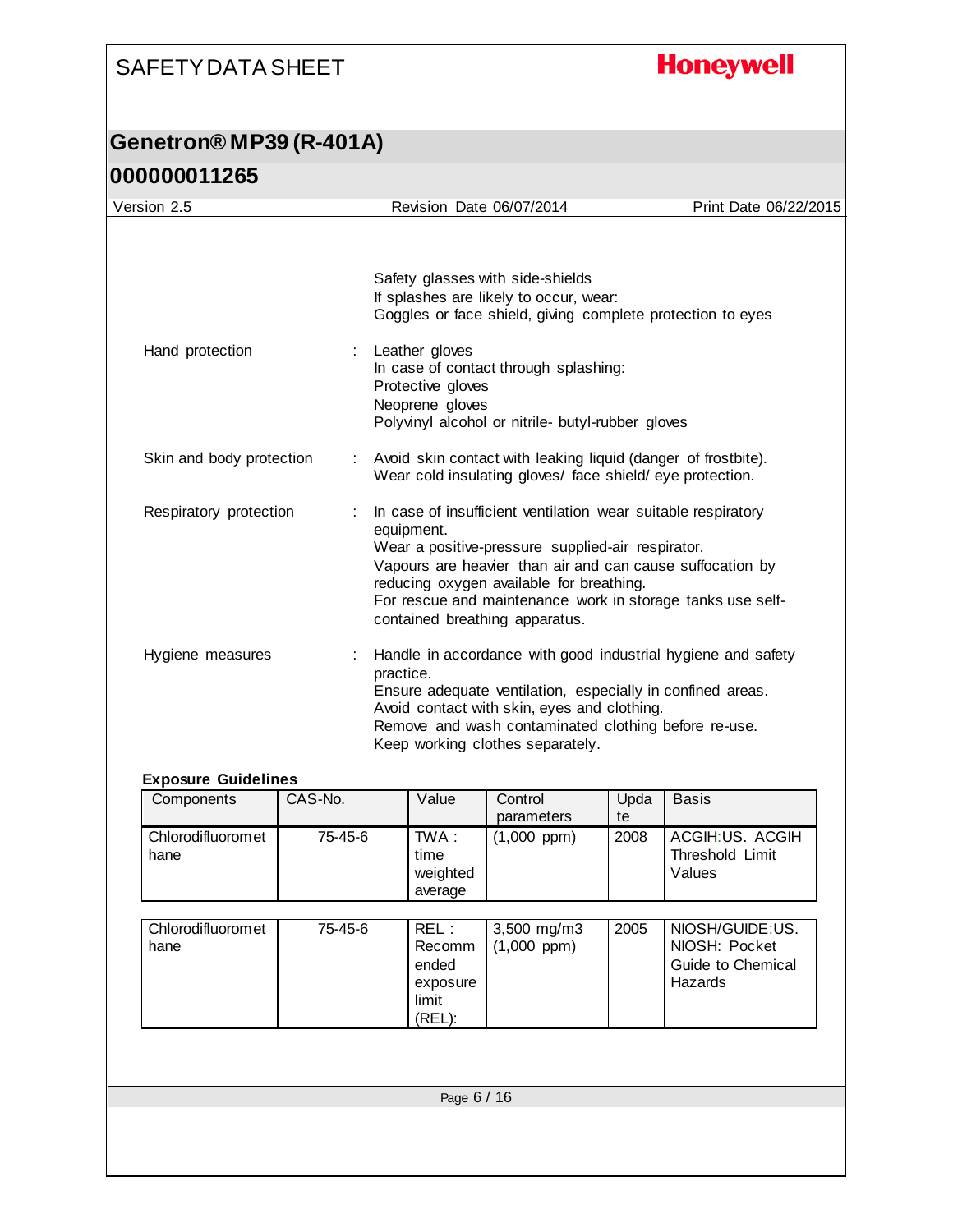Safety glasses with side-shields
If splashes are likely to occur, wear:
Goggles or face shield, giving complete protection to eyes

Hand protection : Leather gloves
In case of contact through splashing:
Protective gloves
Neoprene gloves
Polyvinyl alcohol or nitrile- butyl-rubber gloves

Skin and body protection : Avoid skin contact with leaking liquid (danger of frostbite).
Wear cold insulating gloves/ face shield/ eye protection.

Respiratory protection : In case of insufficient ventilation wear suitable respiratory equipment.
Wear a positive-pressure supplied-air respirator.
Vapours are heavier than air and can cause suffocation by reducing oxygen available for breathing.
For rescue and maintenance work in storage tanks use self-contained breathing apparatus.

Hygiene measures : Handle in accordance with good industrial hygiene and safety practice.
Ensure adequate ventilation, especially in confined areas.
Avoid contact with skin, eyes and clothing.
Remove and wash contaminated clothing before re-use.
Keep working clothes separately.

**Exposure Guidelines**

| Components | CAS-No. | Value | Control parameters | Update | Basis |
|---|---|---|---|---|---|
| Chlorodifluoromethane | 75-45-6 | TWA : time weighted average | (1,000 ppm) | 2008 | ACGIH:US. ACGIH Threshold Limit Values |
| Chlorodifluoromethane | 75-45-6 | REL : Recommended exposure limit (REL): | 3,500 mg/m3 (1,000 ppm) | 2005 | NIOSH/GUIDE:US. NIOSH: Pocket Guide to Chemical Hazards |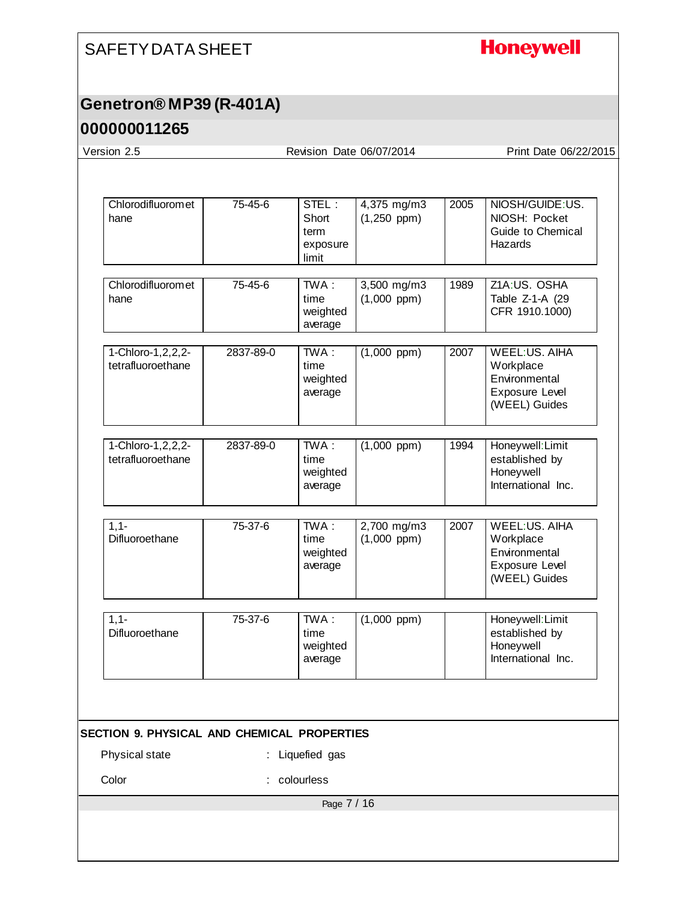| | | | | | |
|---|---|---|---|---|---|
| Chlorodifluoromethane | 75-45-6 | STEL : Short term exposure limit | 4,375 mg/m3 (1,250 ppm) | 2005 | NIOSH/GUIDE:US. NIOSH: Pocket Guide to Chemical Hazards |
| Chlorodifluoromethane | 75-45-6 | TWA : time weighted average | 3,500 mg/m3 (1,000 ppm) | 1989 | Z1A:US. OSHA Table Z-1-A (29 CFR 1910.1000) |
| 1-Chloro-1,2,2,2-tetrafluoroethane | 2837-89-0 | TWA : time weighted average | (1,000 ppm) | 2007 | WEEL:US. AIHA Workplace Environmental Exposure Level (WEEL) Guides |
| 1-Chloro-1,2,2,2-tetrafluoroethane | 2837-89-0 | TWA : time weighted average | (1,000 ppm) | 1994 | Honeywell:Limit established by Honeywell International Inc. |
| 1,1-Difluoroethane | 75-37-6 | TWA : time weighted average | 2,700 mg/m3 (1,000 ppm) | 2007 | WEEL:US. AIHA Workplace Environmental Exposure Level (WEEL) Guides |
| 1,1-Difluoroethane | 75-37-6 | TWA : time weighted average | (1,000 ppm) | | Honeywell:Limit established by Honeywell International Inc. |

## SECTION 9. PHYSICAL AND CHEMICAL PROPERTIES

Physical state : Liquefied gas

Color : colourless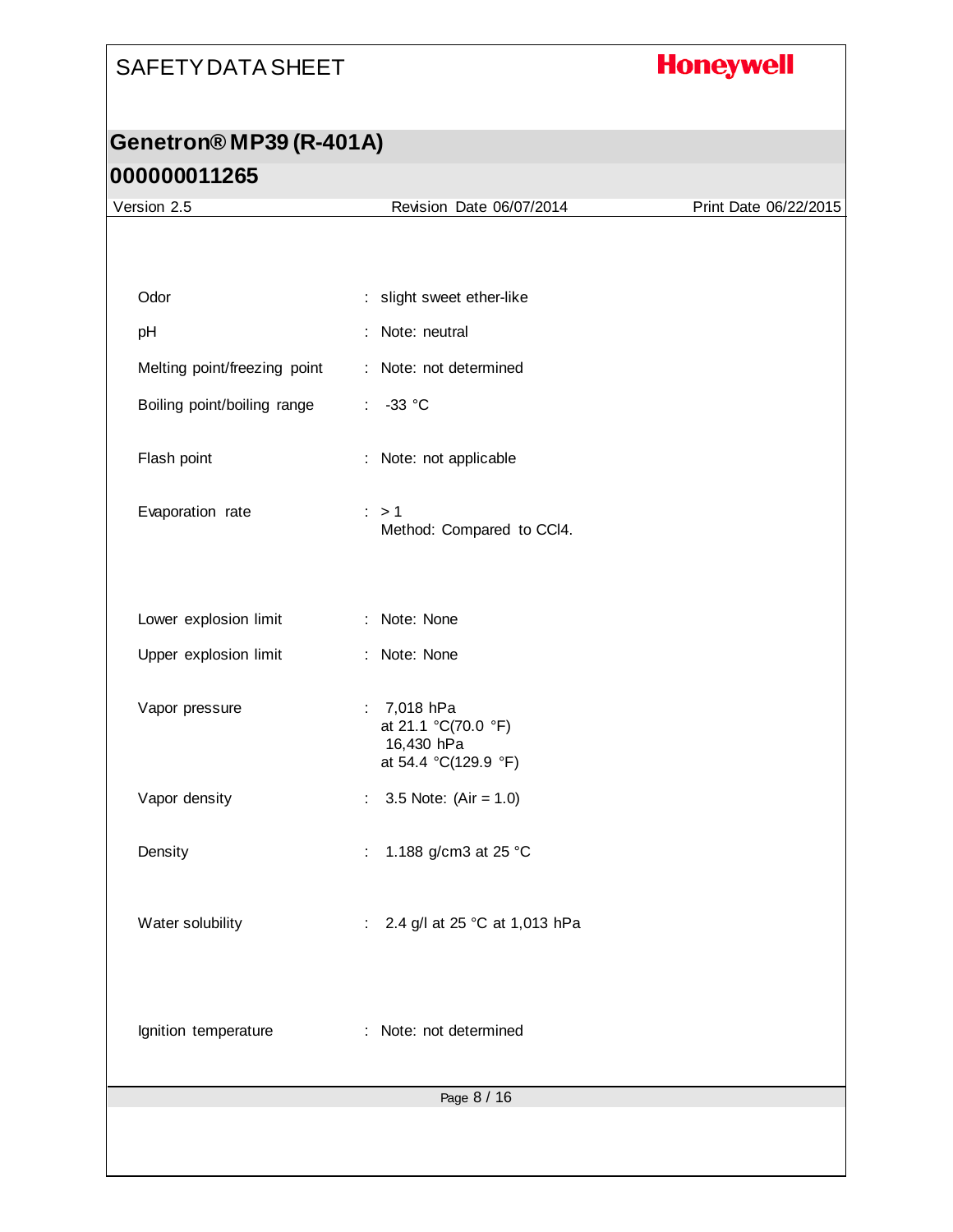| Property | | Value |
|---|---|---|
| Odor | : | slight sweet ether-like |
| pH | : | Note: neutral |
| Melting point/freezing point | : | Note: not determined |
| Boiling point/boiling range | : | -33 °C |
| Flash point | : | Note: not applicable |
| Evaporation rate | : | > 1<br>Method: Compared to $CCl_4$. |
| Lower explosion limit | : | Note: None |
| Upper explosion limit | : | Note: None |
| Vapor pressure | : | 7,018 hPa<br>at 21.1 °C(70.0 °F)<br>16,430 hPa<br>at 54.4 °C(129.9 °F) |
| Vapor density | : | 3.5 Note: (Air = 1.0) |
| Density | : | 1.188 g/cm3 at 25 °C |
| Water solubility | : | 2.4 g/l at 25 °C at 1,013 hPa |
| Ignition temperature | : | Note: not determined |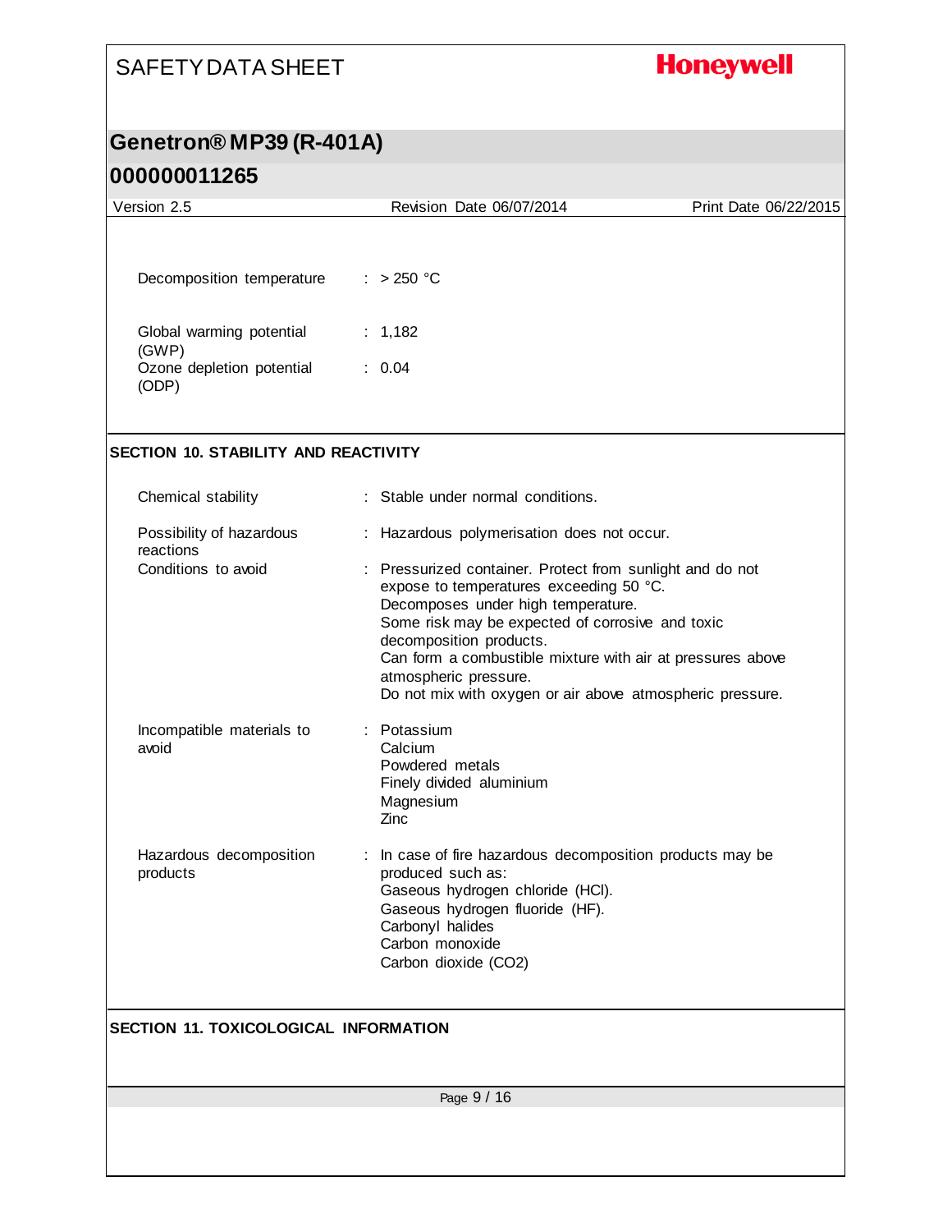| | |
|---|---|
| Decomposition temperature | : > 250 °C |
| Global warming potential (GWP) | : 1,182 |
| Ozone depletion potential (ODP) | : 0.04 |

## SECTION 10. STABILITY AND REACTIVITY

| | |
|---|---|
| Chemical stability | : Stable under normal conditions. |
| Possibility of hazardous reactions | : Hazardous polymerisation does not occur. |
| Conditions to avoid | : Pressurized container. Protect from sunlight and do not expose to temperatures exceeding 50 °C. Decomposes under high temperature. Some risk may be expected of corrosive and toxic decomposition products. Can form a combustible mixture with air at pressures above atmospheric pressure. Do not mix with oxygen or air above atmospheric pressure. |
| Incompatible materials to avoid | : Potassium<br>Calcium<br>Powdered metals<br>Finely divided aluminium<br>Magnesium<br>Zinc |
| Hazardous decomposition products | : In case of fire hazardous decomposition products may be produced such as:<br>Gaseous hydrogen chloride (HCl).<br>Gaseous hydrogen fluoride (HF).<br>Carbonyl halides<br>Carbon monoxide<br>Carbon dioxide ($CO_2$) |

## SECTION 11. TOXICOLOGICAL INFORMATION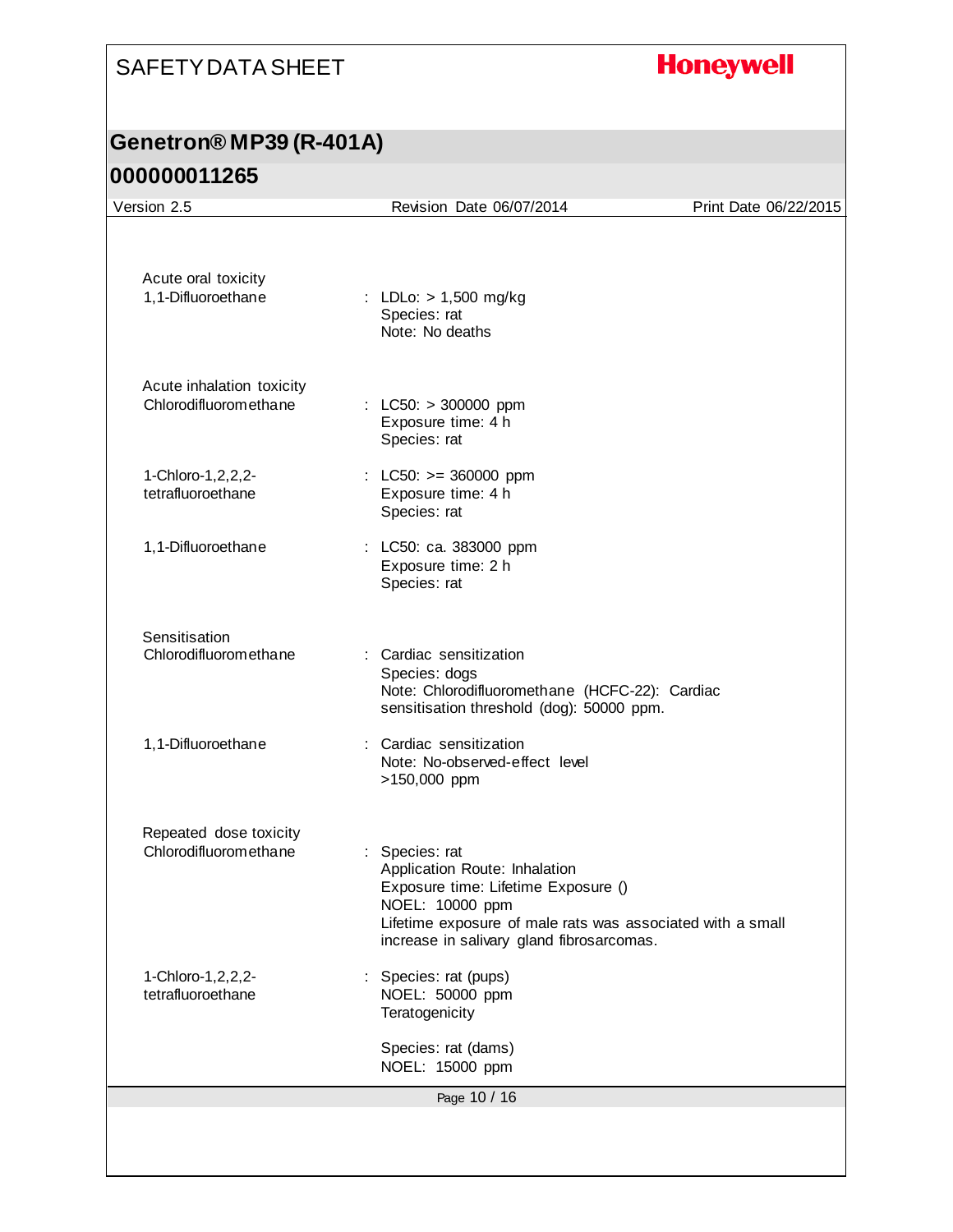**Acute oral toxicity**

| | |
|---|---|
| 1,1-Difluoroethane | : LDLo: > 1,500 mg/kg<br>Species: rat<br>Note: No deaths |

**Acute inhalation toxicity**

| | |
|---|---|
| Chlorodifluoromethane | : LC50: > 300000 ppm<br>Exposure time: 4 h<br>Species: rat |
| 1-Chloro-1,2,2,2-tetrafluoroethane | : LC50: >= 360000 ppm<br>Exposure time: 4 h<br>Species: rat |
| 1,1-Difluoroethane | : LC50: ca. 383000 ppm<br>Exposure time: 2 h<br>Species: rat |

**Sensitisation**

| | |
|---|---|
| Chlorodifluoromethane | : Cardiac sensitization<br>Species: dogs<br>Note: Chlorodifluoromethane (HCFC-22): Cardiac sensitisation threshold (dog): 50000 ppm. |
| 1,1-Difluoroethane | : Cardiac sensitization<br>Note: No-observed-effect level >150,000 ppm |

**Repeated dose toxicity**

| | |
|---|---|
| Chlorodifluoromethane | : Species: rat<br>Application Route: Inhalation<br>Exposure time: Lifetime Exposure ()<br>NOEL: 10000 ppm<br>Lifetime exposure of male rats was associated with a small increase in salivary gland fibrosarcomas. |
| 1-Chloro-1,2,2,2-tetrafluoroethane | : Species: rat (pups)<br>NOEL: 50000 ppm<br>Teratogenicity<br><br>Species: rat (dams)<br>NOEL: 15000 ppm |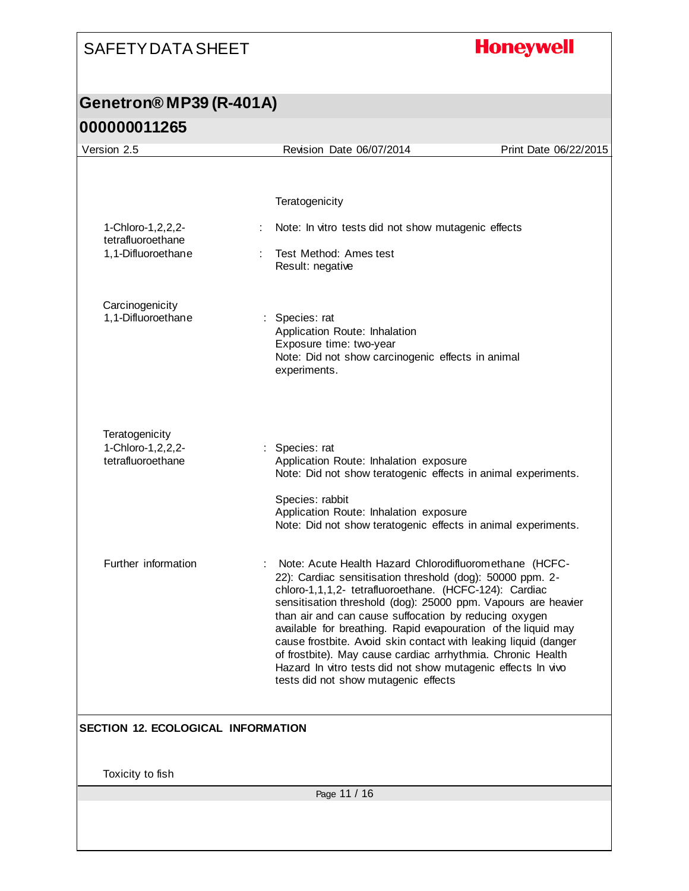Teratogenicity

| | | |
|---|---|---|
| 1-Chloro-1,2,2,2-tetrafluoroethane | : | Note: In vitro tests did not show mutagenic effects |
| 1,1-Difluoroethane | : | Test Method: Ames test<br>Result: negative |

Carcinogenicity

| | | |
|---|---|---|
| 1,1-Difluoroethane | : | Species: rat<br>Application Route: Inhalation<br>Exposure time: two-year<br>Note: Did not show carcinogenic effects in animal experiments. |

Teratogenicity

| | | |
|---|---|---|
| 1-Chloro-1,2,2,2-tetrafluoroethane | : | Species: rat<br>Application Route: Inhalation exposure<br>Note: Did not show teratogenic effects in animal experiments.<br><br>Species: rabbit<br>Application Route: Inhalation exposure<br>Note: Did not show teratogenic effects in animal experiments. |

| | | |
|---|---|---|
| Further information | : | Note: Acute Health Hazard Chlorodifluoromethane (HCFC-22): Cardiac sensitisation threshold (dog): 50000 ppm. 2-chloro-1,1,1,2- tetrafluoroethane. (HCFC-124): Cardiac sensitisation threshold (dog): 25000 ppm. Vapours are heavier than air and can cause suffocation by reducing oxygen available for breathing. Rapid evapouration of the liquid may cause frostbite. Avoid skin contact with leaking liquid (danger of frostbite). May cause cardiac arrhythmia. Chronic Health Hazard In vitro tests did not show mutagenic effects In vivo tests did not show mutagenic effects |

## SECTION 12. ECOLOGICAL INFORMATION

Toxicity to fish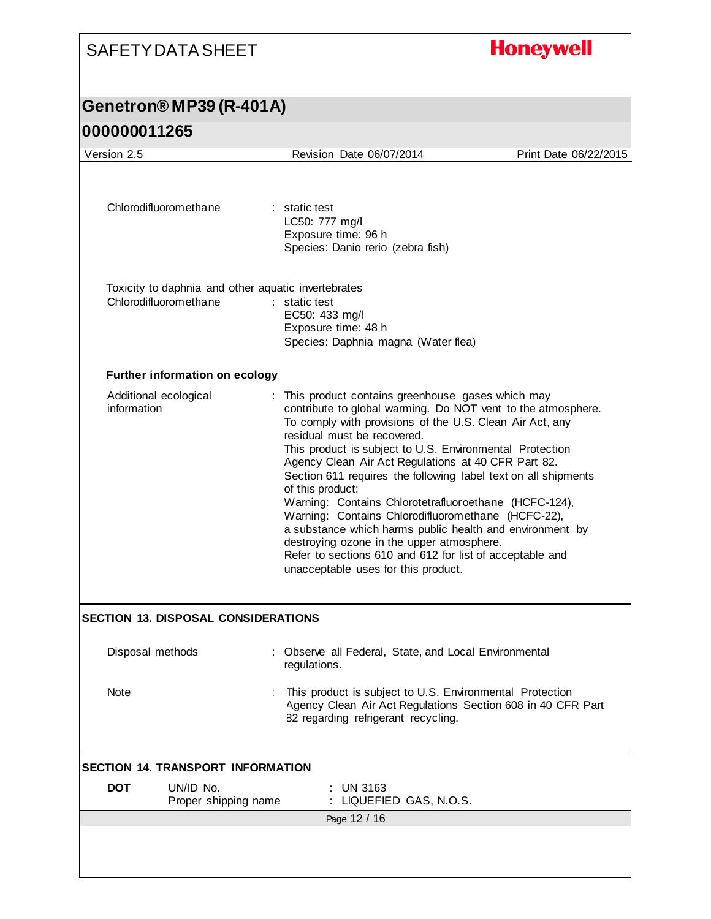Chlorodifluoromethane : static test
LC50: 777 mg/l
Exposure time: 96 h
Species: Danio rerio (zebra fish)

Toxicity to daphnia and other aquatic invertebrates

Chlorodifluoromethane : static test
EC50: 433 mg/l
Exposure time: 48 h
Species: Daphnia magna (Water flea)

**Further information on ecology**

Additional ecological information : This product contains greenhouse gases which may contribute to global warming. Do NOT vent to the atmosphere. To comply with provisions of the U.S. Clean Air Act, any residual must be recovered.
This product is subject to U.S. Environmental Protection Agency Clean Air Act Regulations at 40 CFR Part 82.
Section 611 requires the following label text on all shipments of this product:
Warning: Contains Chlorotetrafluoroethane (HCFC-124),
Warning: Contains Chlorodifluoromethane (HCFC-22),
a substance which harms public health and environment by destroying ozone in the upper atmosphere.
Refer to sections 610 and 612 for list of acceptable and unacceptable uses for this product.

## SECTION 13. DISPOSAL CONSIDERATIONS

Disposal methods : Observe all Federal, State, and Local Environmental regulations.

Note : This product is subject to U.S. Environmental Protection Agency Clean Air Act Regulations Section 608 in 40 CFR Part 82 regarding refrigerant recycling.

## SECTION 14. TRANSPORT INFORMATION

**DOT** UN/ID No. : UN 3163
Proper shipping name : LIQUEFIED GAS, N.O.S.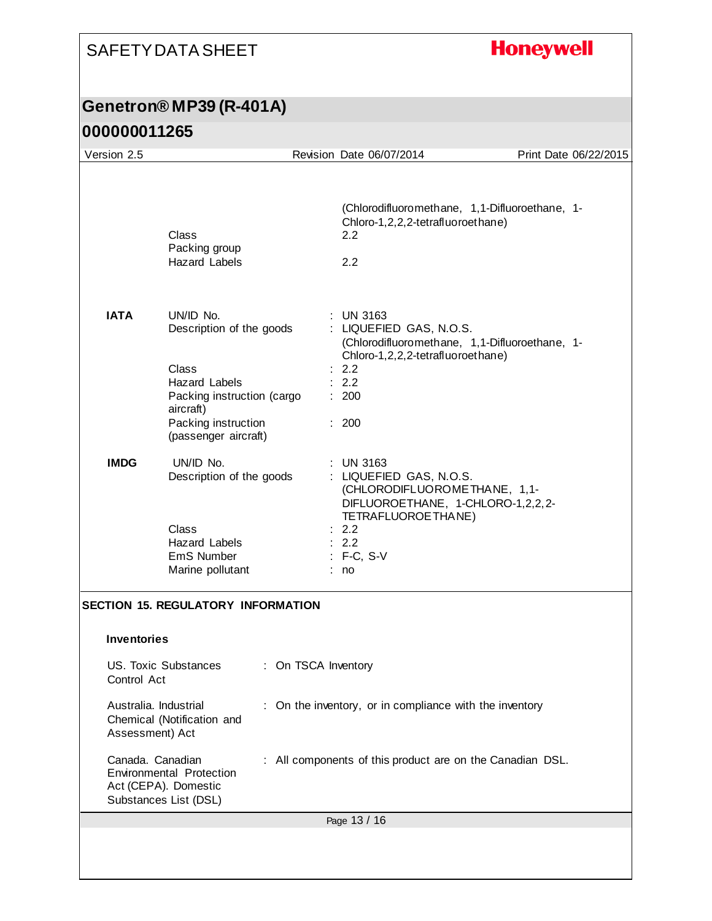| | | |
|---|---|---|
| | | (Chlorodifluoromethane, 1,1-Difluoroethane, 1-Chloro-1,2,2,2-tetrafluoroethane) |
| | Class | 2.2 |
| | Packing group | |
| | Hazard Labels | 2.2 |
| **IATA** | UN/ID No. | : UN 3163 |
| | Description of the goods | : LIQUEFIED GAS, N.O.S. (Chlorodifluoromethane, 1,1-Difluoroethane, 1-Chloro-1,2,2,2-tetrafluoroethane) |
| | Class | : 2.2 |
| | Hazard Labels | : 2.2 |
| | Packing instruction (cargo aircraft) | : 200 |
| | Packing instruction (passenger aircraft) | : 200 |
| **IMDG** | UN/ID No. | : UN 3163 |
| | Description of the goods | : LIQUEFIED GAS, N.O.S. (CHLORODIFLUOROMETHANE, 1,1-DIFLUOROETHANE, 1-CHLORO-1,2,2,2-TETRAFLUOROETHANE) |
| | Class | : 2.2 |
| | Hazard Labels | : 2.2 |
| | EmS Number | : F-C, S-V |
| | Marine pollutant | : no |

## SECTION 15. REGULATORY INFORMATION

### Inventories

| | |
|---|---|
| US. Toxic Substances Control Act | : On TSCA Inventory |
| Australia. Industrial Chemical (Notification and Assessment) Act | : On the inventory, or in compliance with the inventory |
| Canada. Canadian Environmental Protection Act (CEPA). Domestic Substances List (DSL) | : All components of this product are on the Canadian DSL. |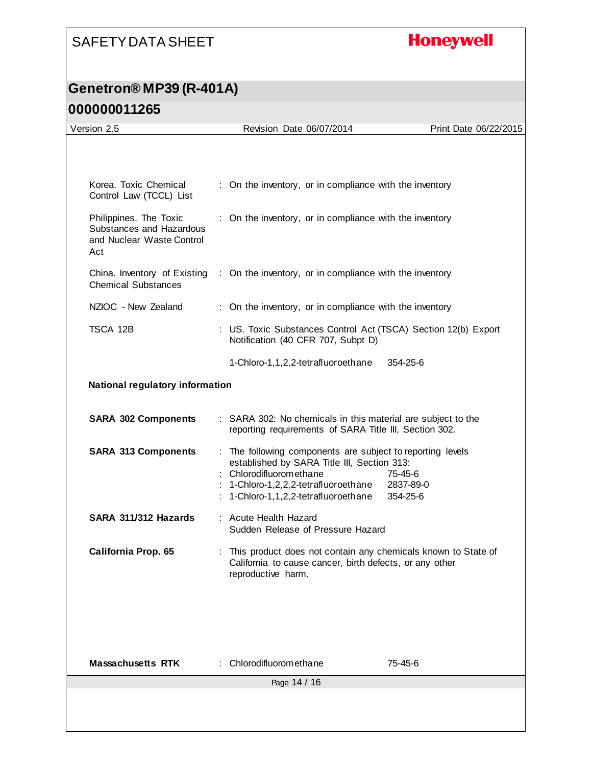| | |
|---|---|
| Korea. Toxic Chemical Control Law (TCCL) List | : On the inventory, or in compliance with the inventory |
| Philippines. The Toxic Substances and Hazardous and Nuclear Waste Control Act | : On the inventory, or in compliance with the inventory |
| China. Inventory of Existing Chemical Substances | : On the inventory, or in compliance with the inventory |
| NZIOC - New Zealand | : On the inventory, or in compliance with the inventory |
| TSCA 12B | : US. Toxic Substances Control Act (TSCA) Section 12(b) Export Notification (40 CFR 707, Subpt D) |

1-Chloro-1,1,2,2-tetrafluoroethane 354-25-6

**National regulatory information**

**SARA 302 Components** : SARA 302: No chemicals in this material are subject to the reporting requirements of SARA Title III, Section 302.

**SARA 313 Components** : The following components are subject to reporting levels established by SARA Title III, Section 313:

| | |
|---|---|
| : Chlorodifluoromethane | 75-45-6 |
| : 1-Chloro-1,2,2,2-tetrafluoroethane | 2837-89-0 |
| : 1-Chloro-1,1,2,2-tetrafluoroethane | 354-25-6 |

**SARA 311/312 Hazards** : Acute Health Hazard
Sudden Release of Pressure Hazard

**California Prop. 65** : This product does not contain any chemicals known to State of California to cause cancer, birth defects, or any other reproductive harm.

**Massachusetts RTK** : Chlorodifluoromethane 75-45-6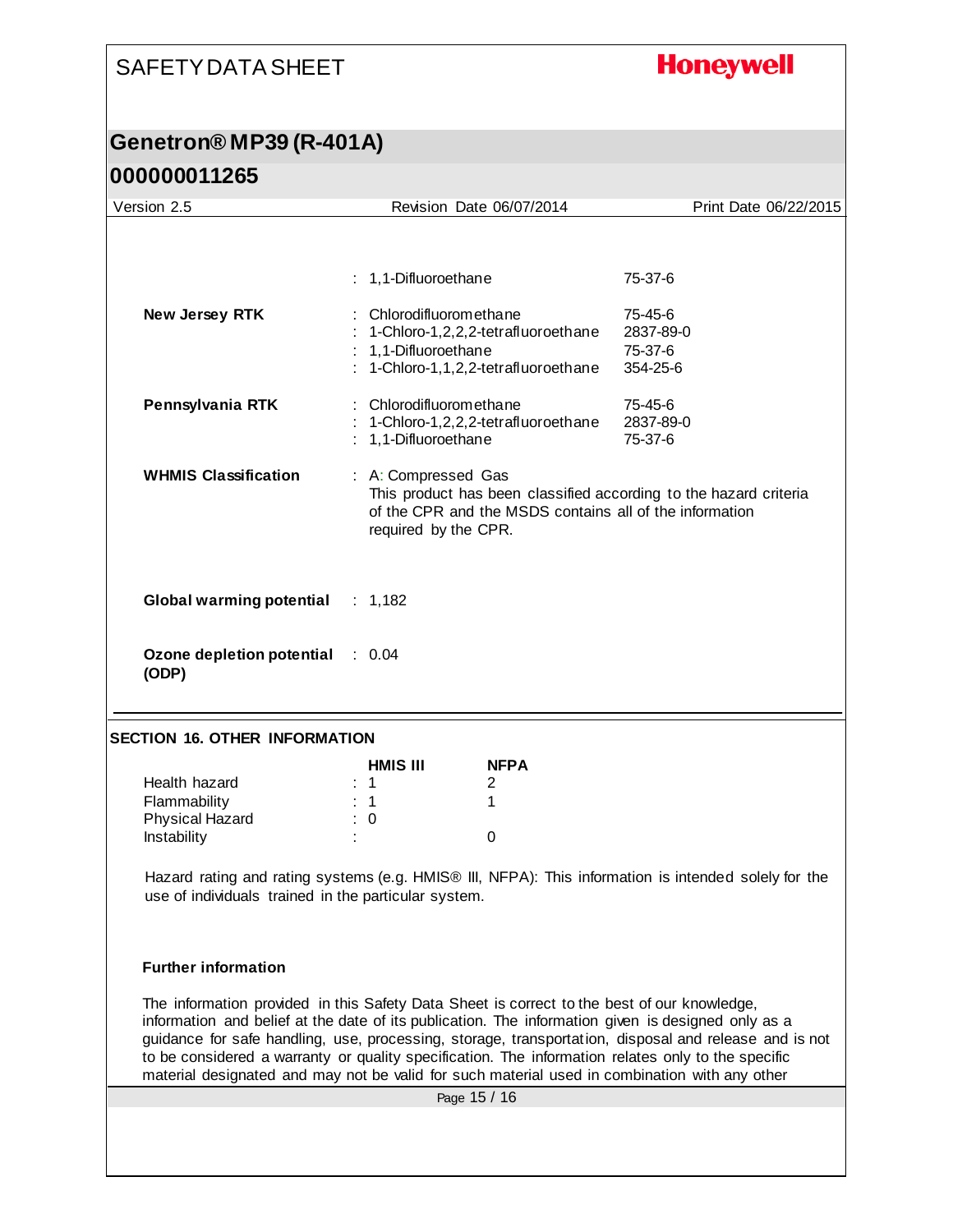: 1,1-Difluoroethane 75-37-6

**New Jersey RTK** : Chlorodifluoromethane 75-45-6
: 1-Chloro-1,2,2,2-tetrafluoroethane 2837-89-0
: 1,1-Difluoroethane 75-37-6
: 1-Chloro-1,1,2,2-tetrafluoroethane 354-25-6

**Pennsylvania RTK** : Chlorodifluoromethane 75-45-6
: 1-Chloro-1,2,2,2-tetrafluoroethane 2837-89-0
: 1,1-Difluoroethane 75-37-6

**WHMIS Classification** : A: Compressed Gas
This product has been classified according to the hazard criteria of the CPR and the MSDS contains all of the information required by the CPR.

**Global warming potential** : 1,182

**Ozone depletion potential (ODP)** : 0.04

## SECTION 16. OTHER INFORMATION

| | HMIS III | NFPA |
|---|---|---|
| Health hazard | : 1 | 2 |
| Flammability | : 1 | 1 |
| Physical Hazard | : 0 | |
| Instability | : | 0 |

Hazard rating and rating systems (e.g. HMIS® III, NFPA): This information is intended solely for the use of individuals trained in the particular system.

**Further information**

The information provided in this Safety Data Sheet is correct to the best of our knowledge, information and belief at the date of its publication. The information given is designed only as a guidance for safe handling, use, processing, storage, transportation, disposal and release and is not to be considered a warranty or quality specification. The information relates only to the specific material designated and may not be valid for such material used in combination with any other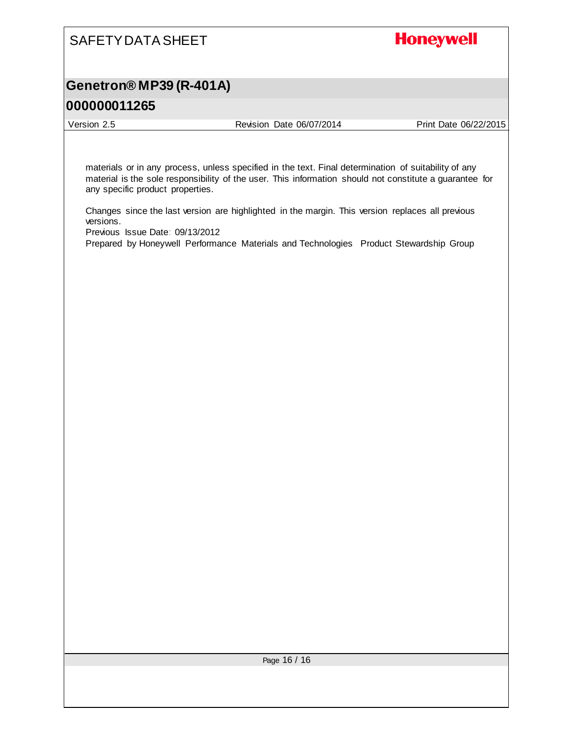materials or in any process, unless specified in the text. Final determination of suitability of any material is the sole responsibility of the user. This information should not constitute a guarantee for any specific product properties.

Changes since the last version are highlighted in the margin. This version replaces all previous versions.
Previous Issue Date: 09/13/2012
Prepared by Honeywell Performance Materials and Technologies Product Stewardship Group